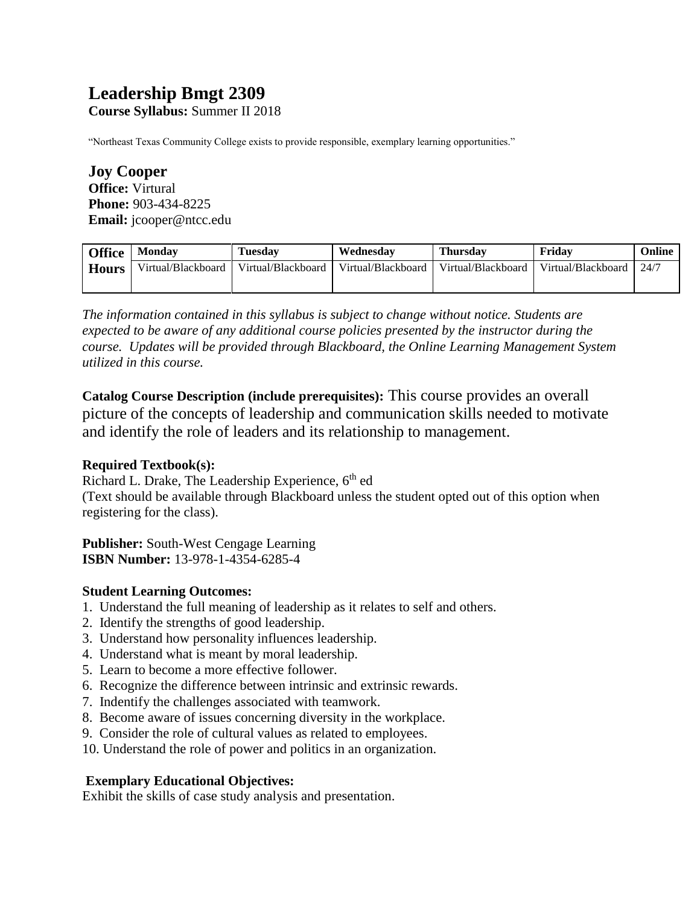# Leadership Bmgt 2309

**Course Syllabus:** Summer II 2018

"Northeast Texas Community College exists to provide responsible, exemplary learning opportunities."

## Joy Cooper

**Office:** Virtural
**Phone:** 903-434-8225
**Email:** jcooper@ntcc.edu

| Office Hours | Monday | Tuesday | Wednesday | Thursday | Friday | Online |
|---|---|---|---|---|---|---|
| | Virtual/Blackboard | Virtual/Blackboard | Virtual/Blackboard | Virtual/Blackboard | Virtual/Blackboard | 24/7 |

*The information contained in this syllabus is subject to change without notice. Students are expected to be aware of any additional course policies presented by the instructor during the course. Updates will be provided through Blackboard, the Online Learning Management System utilized in this course.*

**Catalog Course Description (include prerequisites):** This course provides an overall picture of the concepts of leadership and communication skills needed to motivate and identify the role of leaders and its relationship to management.

**Required Textbook(s):**
Richard L. Drake, The Leadership Experience, 6th ed
(Text should be available through Blackboard unless the student opted out of this option when registering for the class).

**Publisher:** South-West Cengage Learning
**ISBN Number:** 13-978-1-4354-6285-4

**Student Learning Outcomes:**

1. Understand the full meaning of leadership as it relates to self and others.
2. Identify the strengths of good leadership.
3. Understand how personality influences leadership.
4. Understand what is meant by moral leadership.
5. Learn to become a more effective follower.
6. Recognize the difference between intrinsic and extrinsic rewards.
7. Indentify the challenges associated with teamwork.
8. Become aware of issues concerning diversity in the workplace.
9. Consider the role of cultural values as related to employees.
10. Understand the role of power and politics in an organization.

**Exemplary Educational Objectives:**
Exhibit the skills of case study analysis and presentation.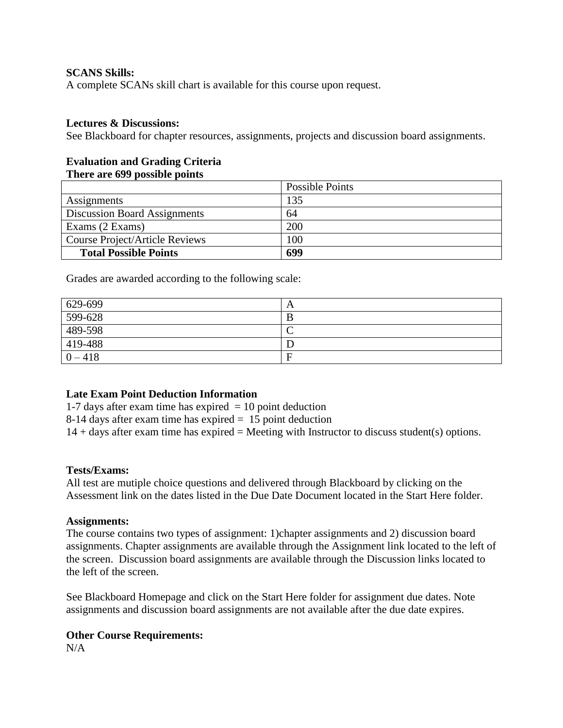**SCANS Skills:**
A complete SCANs skill chart is available for this course upon request.

**Lectures & Discussions:**
See Blackboard for chapter resources, assignments, projects and discussion board assignments.

**Evaluation and Grading Criteria**
**There are 699 possible points**

| | Possible Points |
|---|---|
| Assignments | 135 |
| Discussion Board Assignments | 64 |
| Exams (2 Exams) | 200 |
| Course Project/Article Reviews | 100 |
| **Total Possible Points** | **699** |

Grades are awarded according to the following scale:

| | |
|---|---|
| 629-699 | A |
| 599-628 | B |
| 489-598 | C |
| 419-488 | D |
| 0 – 418 | F |

**Late Exam Point Deduction Information**
1-7 days after exam time has expired = 10 point deduction
8-14 days after exam time has expired = 15 point deduction
14 + days after exam time has expired = Meeting with Instructor to discuss student(s) options.

**Tests/Exams:**
All test are mutiple choice questions and delivered through Blackboard by clicking on the Assessment link on the dates listed in the Due Date Document located in the Start Here folder.

**Assignments:**
The course contains two types of assignment: 1)chapter assignments and 2) discussion board assignments. Chapter assignments are available through the Assignment link located to the left of the screen. Discussion board assignments are available through the Discussion links located to the left of the screen.

See Blackboard Homepage and click on the Start Here folder for assignment due dates. Note assignments and discussion board assignments are not available after the due date expires.

**Other Course Requirements:**
N/A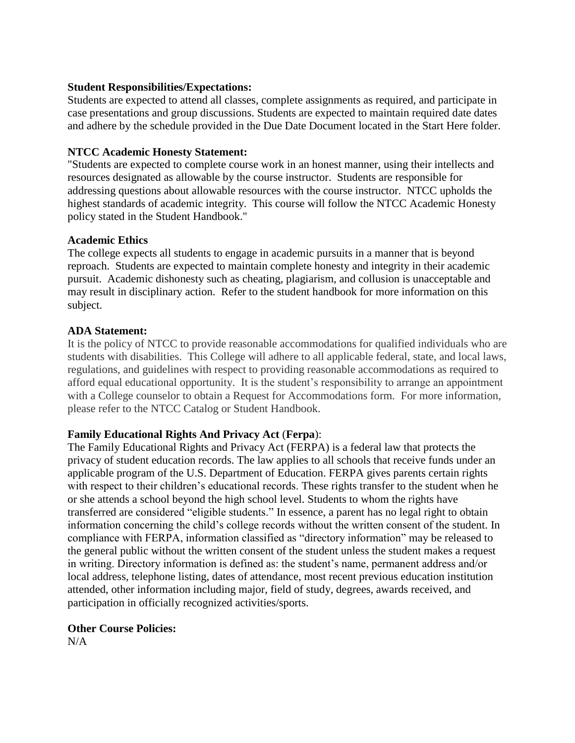**Student Responsibilities/Expectations:**
Students are expected to attend all classes, complete assignments as required, and participate in case presentations and group discussions. Students are expected to maintain required date dates and adhere by the schedule provided in the Due Date Document located in the Start Here folder.

**NTCC Academic Honesty Statement:**
"Students are expected to complete course work in an honest manner, using their intellects and resources designated as allowable by the course instructor. Students are responsible for addressing questions about allowable resources with the course instructor. NTCC upholds the highest standards of academic integrity. This course will follow the NTCC Academic Honesty policy stated in the Student Handbook."

**Academic Ethics**
The college expects all students to engage in academic pursuits in a manner that is beyond reproach. Students are expected to maintain complete honesty and integrity in their academic pursuit. Academic dishonesty such as cheating, plagiarism, and collusion is unacceptable and may result in disciplinary action. Refer to the student handbook for more information on this subject.

**ADA Statement:**
It is the policy of NTCC to provide reasonable accommodations for qualified individuals who are students with disabilities. This College will adhere to all applicable federal, state, and local laws, regulations, and guidelines with respect to providing reasonable accommodations as required to afford equal educational opportunity. It is the student's responsibility to arrange an appointment with a College counselor to obtain a Request for Accommodations form. For more information, please refer to the NTCC Catalog or Student Handbook.

**Family Educational Rights And Privacy Act** (**Ferpa**):
The Family Educational Rights and Privacy Act (FERPA) is a federal law that protects the privacy of student education records. The law applies to all schools that receive funds under an applicable program of the U.S. Department of Education. FERPA gives parents certain rights with respect to their children's educational records. These rights transfer to the student when he or she attends a school beyond the high school level. Students to whom the rights have transferred are considered "eligible students." In essence, a parent has no legal right to obtain information concerning the child's college records without the written consent of the student. In compliance with FERPA, information classified as "directory information" may be released to the general public without the written consent of the student unless the student makes a request in writing. Directory information is defined as: the student's name, permanent address and/or local address, telephone listing, dates of attendance, most recent previous education institution attended, other information including major, field of study, degrees, awards received, and participation in officially recognized activities/sports.

**Other Course Policies:**
N/A